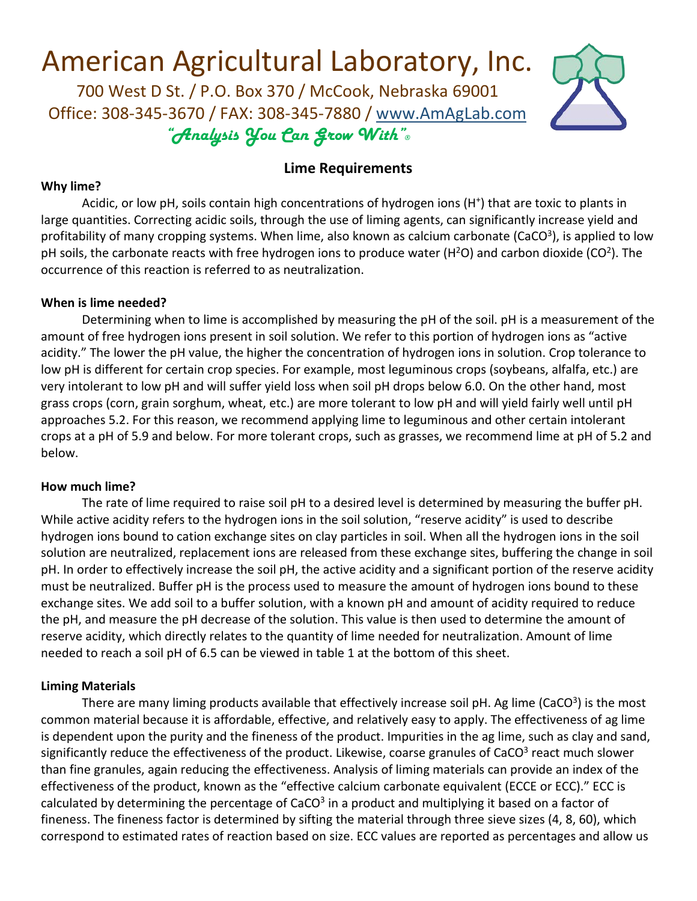# American Agricultural Laboratory, Inc.

700 West D St. / P.O. Box 370 / McCook, Nebraska 69001
Office: 308-345-3670 / FAX: 308-345-7880 / www.AmAgLab.com
*"Analysis You Can Grow With"®*

## Lime Requirements

**Why lime?**

Acidic, or low pH, soils contain high concentrations of hydrogen ions ($H^+$) that are toxic to plants in large quantities. Correcting acidic soils, through the use of liming agents, can significantly increase yield and profitability of many cropping systems. When lime, also known as calcium carbonate ($CaCO^3$), is applied to low pH soils, the carbonate reacts with free hydrogen ions to produce water ($H^2O$) and carbon dioxide ($CO^2$). The occurrence of this reaction is referred to as neutralization.

**When is lime needed?**

Determining when to lime is accomplished by measuring the pH of the soil. pH is a measurement of the amount of free hydrogen ions present in soil solution. We refer to this portion of hydrogen ions as "active acidity." The lower the pH value, the higher the concentration of hydrogen ions in solution. Crop tolerance to low pH is different for certain crop species. For example, most leguminous crops (soybeans, alfalfa, etc.) are very intolerant to low pH and will suffer yield loss when soil pH drops below 6.0. On the other hand, most grass crops (corn, grain sorghum, wheat, etc.) are more tolerant to low pH and will yield fairly well until pH approaches 5.2. For this reason, we recommend applying lime to leguminous and other certain intolerant crops at a pH of 5.9 and below. For more tolerant crops, such as grasses, we recommend lime at pH of 5.2 and below.

**How much lime?**

The rate of lime required to raise soil pH to a desired level is determined by measuring the buffer pH. While active acidity refers to the hydrogen ions in the soil solution, "reserve acidity" is used to describe hydrogen ions bound to cation exchange sites on clay particles in soil. When all the hydrogen ions in the soil solution are neutralized, replacement ions are released from these exchange sites, buffering the change in soil pH. In order to effectively increase the soil pH, the active acidity and a significant portion of the reserve acidity must be neutralized. Buffer pH is the process used to measure the amount of hydrogen ions bound to these exchange sites. We add soil to a buffer solution, with a known pH and amount of acidity required to reduce the pH, and measure the pH decrease of the solution. This value is then used to determine the amount of reserve acidity, which directly relates to the quantity of lime needed for neutralization. Amount of lime needed to reach a soil pH of 6.5 can be viewed in table 1 at the bottom of this sheet.

**Liming Materials**

There are many liming products available that effectively increase soil pH. Ag lime ($CaCO^3$) is the most common material because it is affordable, effective, and relatively easy to apply. The effectiveness of ag lime is dependent upon the purity and the fineness of the product. Impurities in the ag lime, such as clay and sand, significantly reduce the effectiveness of the product. Likewise, coarse granules of $CaCO^3$ react much slower than fine granules, again reducing the effectiveness. Analysis of liming materials can provide an index of the effectiveness of the product, known as the "effective calcium carbonate equivalent (ECCE or ECC)." ECC is calculated by determining the percentage of $CaCO^3$ in a product and multiplying it based on a factor of fineness. The fineness factor is determined by sifting the material through three sieve sizes (4, 8, 60), which correspond to estimated rates of reaction based on size. ECC values are reported as percentages and allow us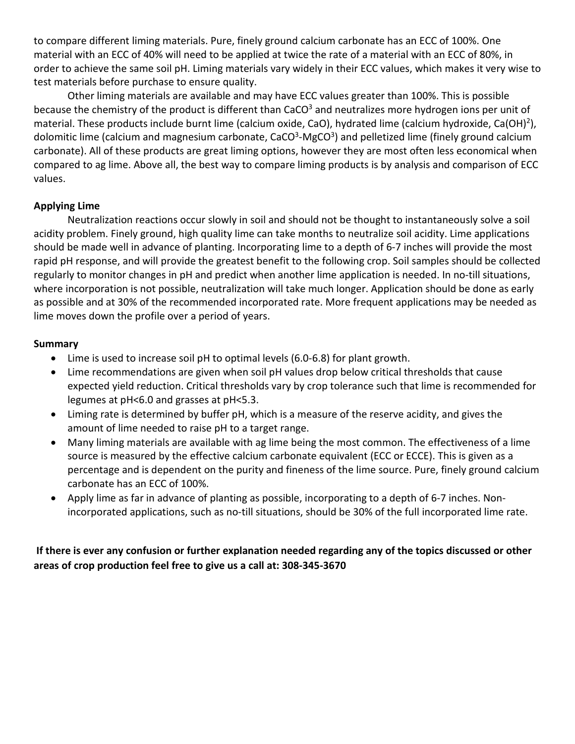to compare different liming materials. Pure, finely ground calcium carbonate has an ECC of 100%. One material with an ECC of 40% will need to be applied at twice the rate of a material with an ECC of 80%, in order to achieve the same soil pH. Liming materials vary widely in their ECC values, which makes it very wise to test materials before purchase to ensure quality.

Other liming materials are available and may have ECC values greater than 100%. This is possible because the chemistry of the product is different than $CaCO^3$ and neutralizes more hydrogen ions per unit of material. These products include burnt lime (calcium oxide, CaO), hydrated lime (calcium hydroxide, $Ca(OH)^2$), dolomitic lime (calcium and magnesium carbonate, $CaCO^3$-$MgCO^3$) and pelletized lime (finely ground calcium carbonate). All of these products are great liming options, however they are most often less economical when compared to ag lime. Above all, the best way to compare liming products is by analysis and comparison of ECC values.

**Applying Lime**

Neutralization reactions occur slowly in soil and should not be thought to instantaneously solve a soil acidity problem. Finely ground, high quality lime can take months to neutralize soil acidity. Lime applications should be made well in advance of planting. Incorporating lime to a depth of 6-7 inches will provide the most rapid pH response, and will provide the greatest benefit to the following crop. Soil samples should be collected regularly to monitor changes in pH and predict when another lime application is needed. In no-till situations, where incorporation is not possible, neutralization will take much longer. Application should be done as early as possible and at 30% of the recommended incorporated rate. More frequent applications may be needed as lime moves down the profile over a period of years.

**Summary**

- Lime is used to increase soil pH to optimal levels (6.0-6.8) for plant growth.
- Lime recommendations are given when soil pH values drop below critical thresholds that cause expected yield reduction. Critical thresholds vary by crop tolerance such that lime is recommended for legumes at pH<6.0 and grasses at pH<5.3.
- Liming rate is determined by buffer pH, which is a measure of the reserve acidity, and gives the amount of lime needed to raise pH to a target range.
- Many liming materials are available with ag lime being the most common. The effectiveness of a lime source is measured by the effective calcium carbonate equivalent (ECC or ECCE). This is given as a percentage and is dependent on the purity and fineness of the lime source. Pure, finely ground calcium carbonate has an ECC of 100%.
- Apply lime as far in advance of planting as possible, incorporating to a depth of 6-7 inches. Non-incorporated applications, such as no-till situations, should be 30% of the full incorporated lime rate.

**If there is ever any confusion or further explanation needed regarding any of the topics discussed or other areas of crop production feel free to give us a call at: 308-345-3670**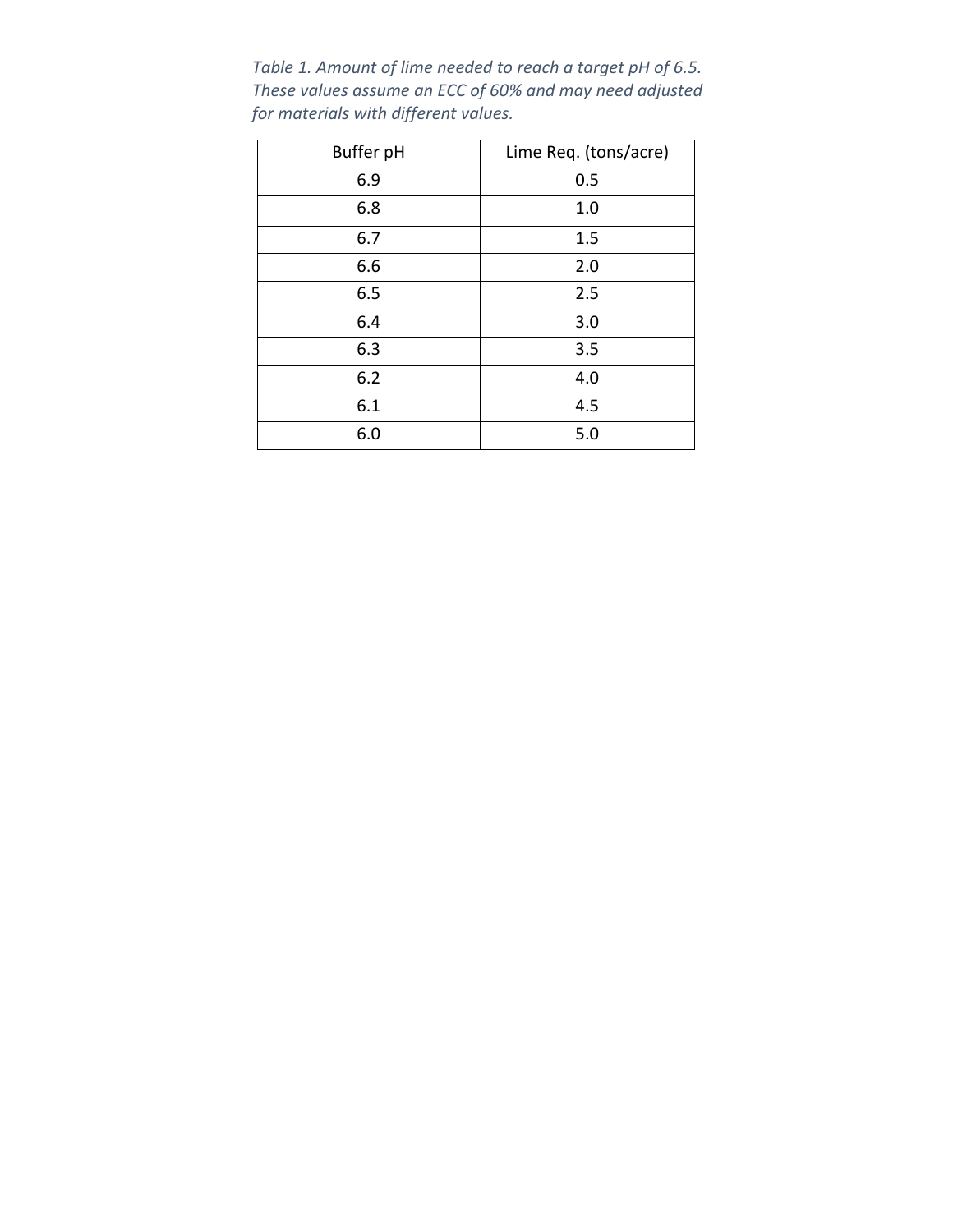*Table 1. Amount of lime needed to reach a target pH of 6.5. These values assume an ECC of 60% and may need adjusted for materials with different values.*

| Buffer pH | Lime Req. (tons/acre) |
|---|---|
| 6.9 | 0.5 |
| 6.8 | 1.0 |
| 6.7 | 1.5 |
| 6.6 | 2.0 |
| 6.5 | 2.5 |
| 6.4 | 3.0 |
| 6.3 | 3.5 |
| 6.2 | 4.0 |
| 6.1 | 4.5 |
| 6.0 | 5.0 |